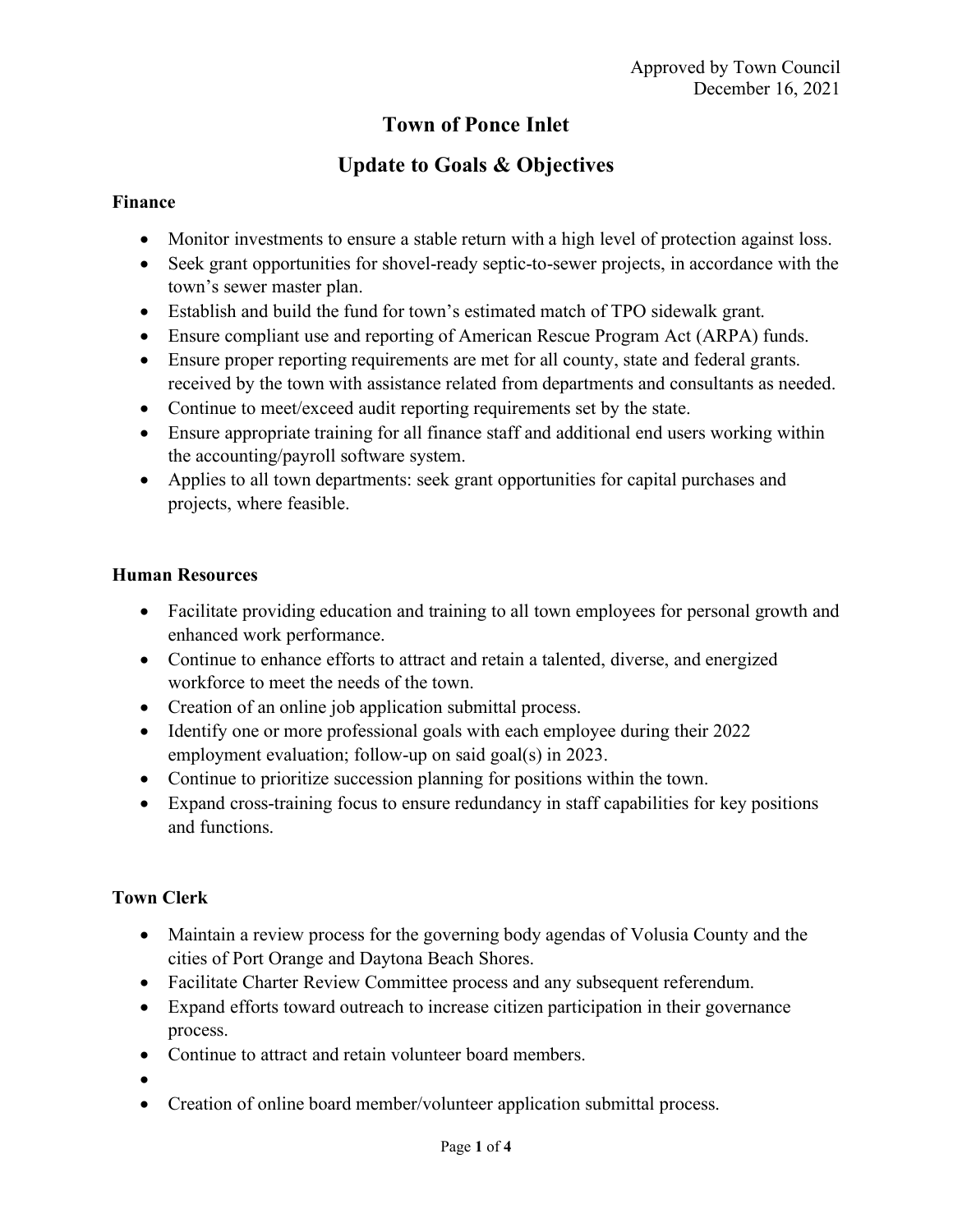Approved by Town Council
December 16, 2021

# Town of Ponce Inlet

## Update to Goals & Objectives

### Finance

- Monitor investments to ensure a stable return with a high level of protection against loss.
- Seek grant opportunities for shovel-ready septic-to-sewer projects, in accordance with the town's sewer master plan.
- Establish and build the fund for town's estimated match of TPO sidewalk grant.
- Ensure compliant use and reporting of American Rescue Program Act (ARPA) funds.
- Ensure proper reporting requirements are met for all county, state and federal grants. received by the town with assistance related from departments and consultants as needed.
- Continue to meet/exceed audit reporting requirements set by the state.
- Ensure appropriate training for all finance staff and additional end users working within the accounting/payroll software system.
- Applies to all town departments: seek grant opportunities for capital purchases and projects, where feasible.

### Human Resources

- Facilitate providing education and training to all town employees for personal growth and enhanced work performance.
- Continue to enhance efforts to attract and retain a talented, diverse, and energized workforce to meet the needs of the town.
- Creation of an online job application submittal process.
- Identify one or more professional goals with each employee during their 2022 employment evaluation; follow-up on said goal(s) in 2023.
- Continue to prioritize succession planning for positions within the town.
- Expand cross-training focus to ensure redundancy in staff capabilities for key positions and functions.

### Town Clerk

- Maintain a review process for the governing body agendas of Volusia County and the cities of Port Orange and Daytona Beach Shores.
- Facilitate Charter Review Committee process and any subsequent referendum.
- Expand efforts toward outreach to increase citizen participation in their governance process.
- Continue to attract and retain volunteer board members.
- 
- Creation of online board member/volunteer application submittal process.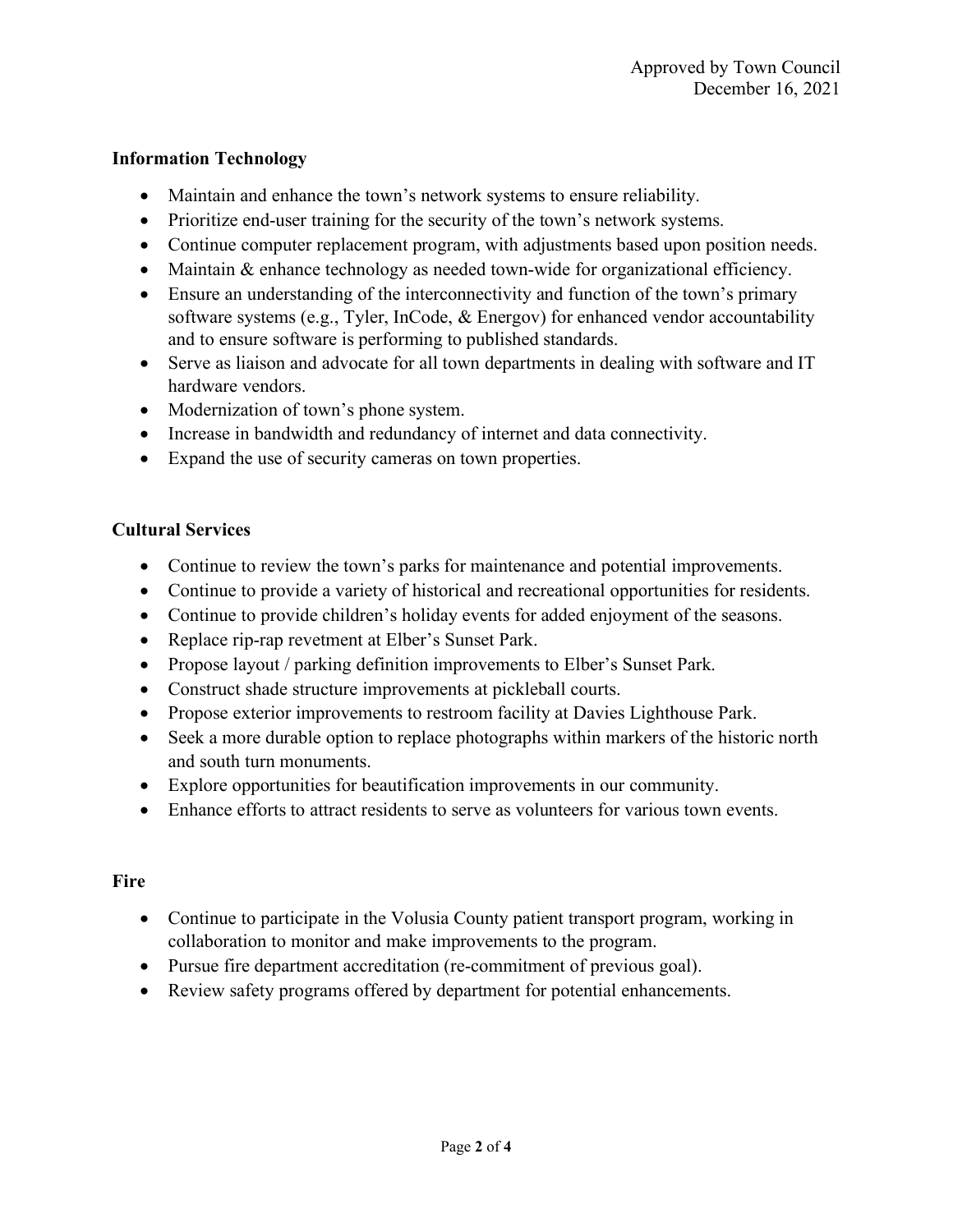Approved by Town Council
December 16, 2021

**Information Technology**

- Maintain and enhance the town's network systems to ensure reliability.
- Prioritize end-user training for the security of the town's network systems.
- Continue computer replacement program, with adjustments based upon position needs.
- Maintain & enhance technology as needed town-wide for organizational efficiency.
- Ensure an understanding of the interconnectivity and function of the town's primary software systems (e.g., Tyler, InCode, & Energov) for enhanced vendor accountability and to ensure software is performing to published standards.
- Serve as liaison and advocate for all town departments in dealing with software and IT hardware vendors.
- Modernization of town's phone system.
- Increase in bandwidth and redundancy of internet and data connectivity.
- Expand the use of security cameras on town properties.

**Cultural Services**

- Continue to review the town's parks for maintenance and potential improvements.
- Continue to provide a variety of historical and recreational opportunities for residents.
- Continue to provide children's holiday events for added enjoyment of the seasons.
- Replace rip-rap revetment at Elber's Sunset Park.
- Propose layout / parking definition improvements to Elber's Sunset Park.
- Construct shade structure improvements at pickleball courts.
- Propose exterior improvements to restroom facility at Davies Lighthouse Park.
- Seek a more durable option to replace photographs within markers of the historic north and south turn monuments.
- Explore opportunities for beautification improvements in our community.
- Enhance efforts to attract residents to serve as volunteers for various town events.

**Fire**

- Continue to participate in the Volusia County patient transport program, working in collaboration to monitor and make improvements to the program.
- Pursue fire department accreditation (re-commitment of previous goal).
- Review safety programs offered by department for potential enhancements.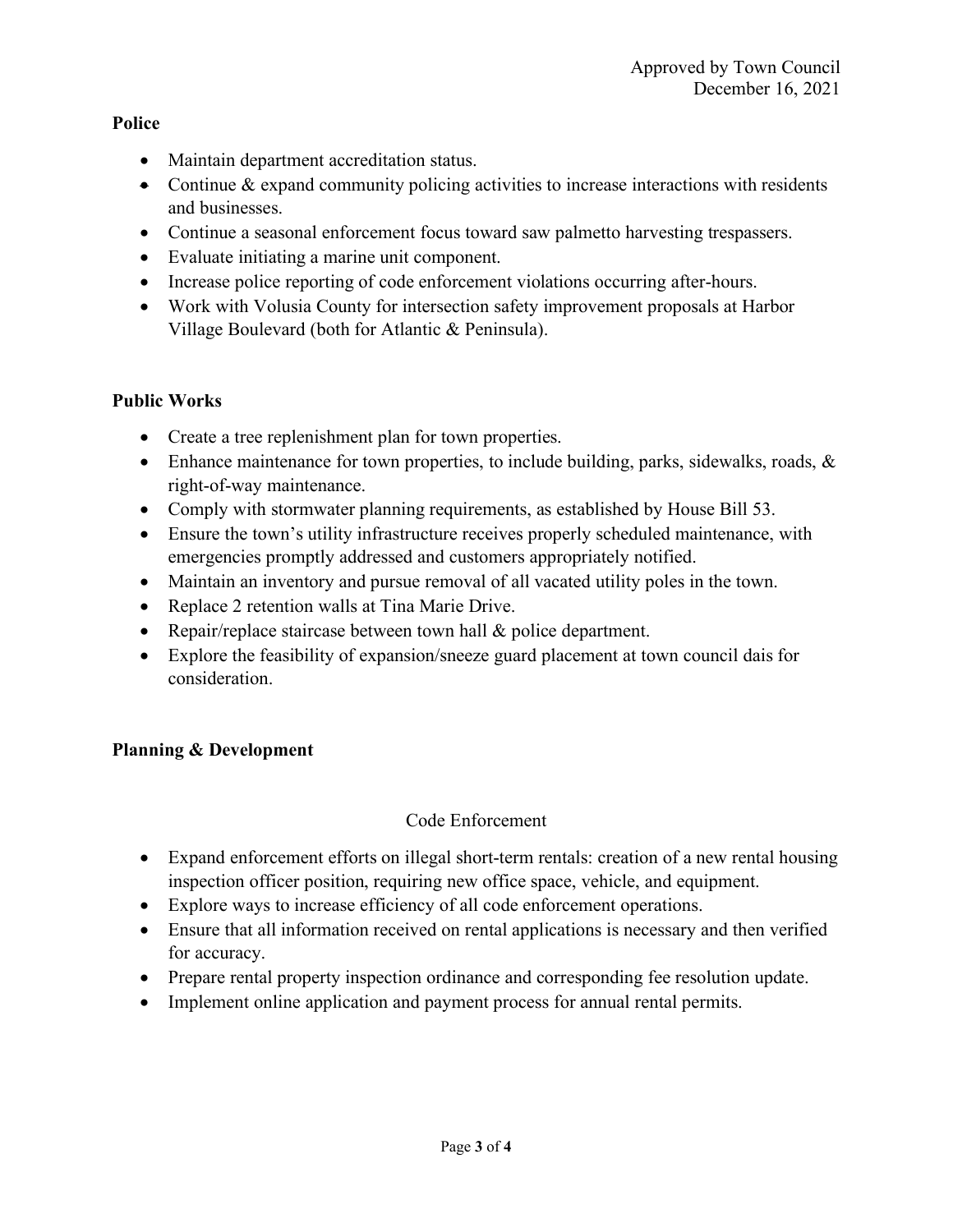Approved by Town Council
December 16, 2021

**Police**

- Maintain department accreditation status.
- Continue & expand community policing activities to increase interactions with residents and businesses.
- Continue a seasonal enforcement focus toward saw palmetto harvesting trespassers.
- Evaluate initiating a marine unit component.
- Increase police reporting of code enforcement violations occurring after-hours.
- Work with Volusia County for intersection safety improvement proposals at Harbor Village Boulevard (both for Atlantic & Peninsula).

**Public Works**

- Create a tree replenishment plan for town properties.
- Enhance maintenance for town properties, to include building, parks, sidewalks, roads, & right-of-way maintenance.
- Comply with stormwater planning requirements, as established by House Bill 53.
- Ensure the town's utility infrastructure receives properly scheduled maintenance, with emergencies promptly addressed and customers appropriately notified.
- Maintain an inventory and pursue removal of all vacated utility poles in the town.
- Replace 2 retention walls at Tina Marie Drive.
- Repair/replace staircase between town hall & police department.
- Explore the feasibility of expansion/sneeze guard placement at town council dais for consideration.

**Planning & Development**

Code Enforcement

- Expand enforcement efforts on illegal short-term rentals: creation of a new rental housing inspection officer position, requiring new office space, vehicle, and equipment.
- Explore ways to increase efficiency of all code enforcement operations.
- Ensure that all information received on rental applications is necessary and then verified for accuracy.
- Prepare rental property inspection ordinance and corresponding fee resolution update.
- Implement online application and payment process for annual rental permits.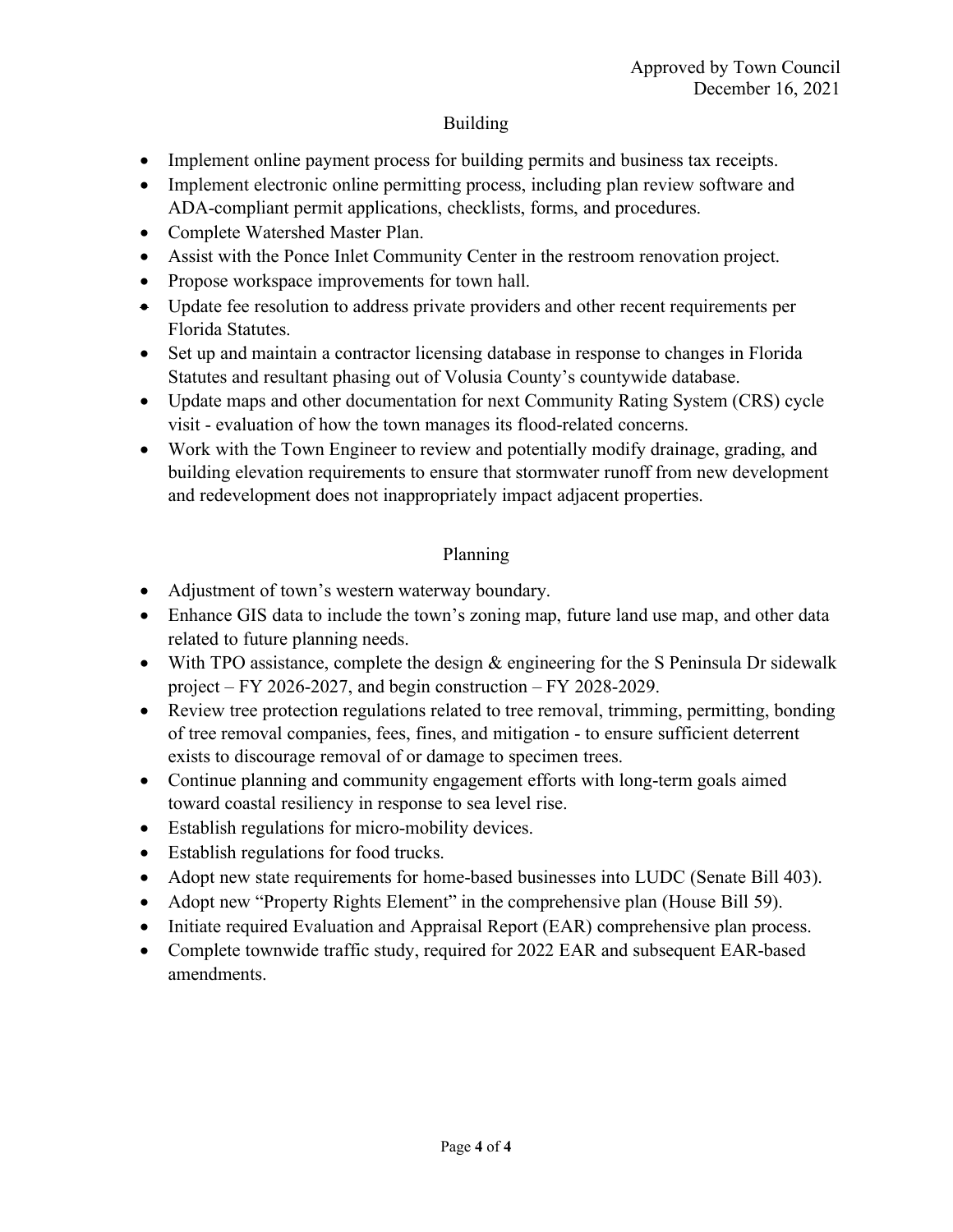Approved by Town Council
December 16, 2021

## Building

- Implement online payment process for building permits and business tax receipts.
- Implement electronic online permitting process, including plan review software and ADA-compliant permit applications, checklists, forms, and procedures.
- Complete Watershed Master Plan.
- Assist with the Ponce Inlet Community Center in the restroom renovation project.
- Propose workspace improvements for town hall.
- Update fee resolution to address private providers and other recent requirements per Florida Statutes.
- Set up and maintain a contractor licensing database in response to changes in Florida Statutes and resultant phasing out of Volusia County's countywide database.
- Update maps and other documentation for next Community Rating System (CRS) cycle visit - evaluation of how the town manages its flood-related concerns.
- Work with the Town Engineer to review and potentially modify drainage, grading, and building elevation requirements to ensure that stormwater runoff from new development and redevelopment does not inappropriately impact adjacent properties.

## Planning

- Adjustment of town's western waterway boundary.
- Enhance GIS data to include the town's zoning map, future land use map, and other data related to future planning needs.
- With TPO assistance, complete the design & engineering for the S Peninsula Dr sidewalk project – FY 2026-2027, and begin construction – FY 2028-2029.
- Review tree protection regulations related to tree removal, trimming, permitting, bonding of tree removal companies, fees, fines, and mitigation - to ensure sufficient deterrent exists to discourage removal of or damage to specimen trees.
- Continue planning and community engagement efforts with long-term goals aimed toward coastal resiliency in response to sea level rise.
- Establish regulations for micro-mobility devices.
- Establish regulations for food trucks.
- Adopt new state requirements for home-based businesses into LUDC (Senate Bill 403).
- Adopt new "Property Rights Element" in the comprehensive plan (House Bill 59).
- Initiate required Evaluation and Appraisal Report (EAR) comprehensive plan process.
- Complete townwide traffic study, required for 2022 EAR and subsequent EAR-based amendments.